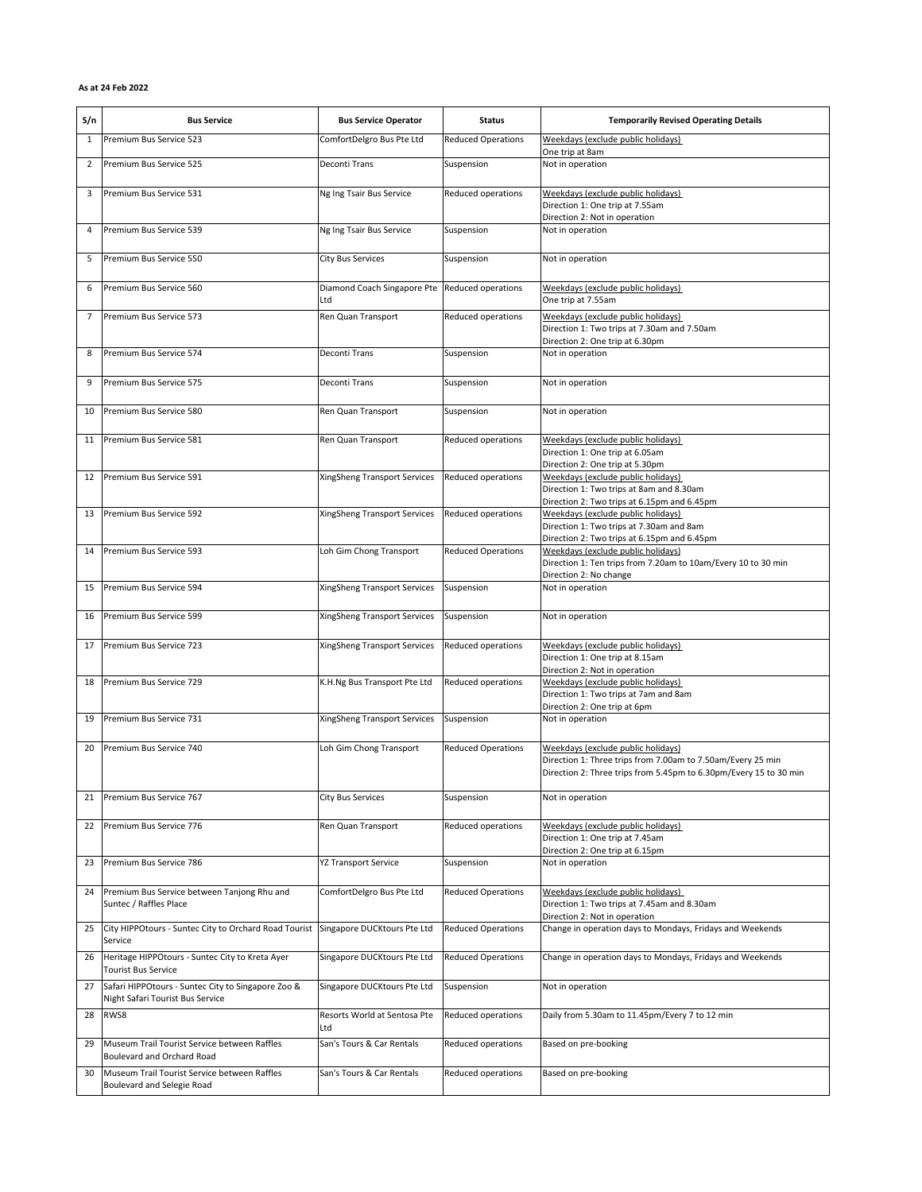**As at 24 Feb 2022**

| S/n | Bus Service | Bus Service Operator | Status | Temporarily Revised Operating Details |
|---|---|---|---|---|
| 1 | Premium Bus Service 523 | ComfortDelgro Bus Pte Ltd | Reduced Operations | Weekdays (exclude public holidays)<br>One trip at 8am |
| 2 | Premium Bus Service 525 | Deconti Trans | Suspension | Not in operation |
| 3 | Premium Bus Service 531 | Ng Ing Tsair Bus Service | Reduced operations | Weekdays (exclude public holidays)<br>Direction 1: One trip at 7.55am<br>Direction 2: Not in operation |
| 4 | Premium Bus Service 539 | Ng Ing Tsair Bus Service | Suspension | Not in operation |
| 5 | Premium Bus Service 550 | City Bus Services | Suspension | Not in operation |
| 6 | Premium Bus Service 560 | Diamond Coach Singapore Pte Ltd | Reduced operations | Weekdays (exclude public holidays)<br>One trip at 7.55am |
| 7 | Premium Bus Service 573 | Ren Quan Transport | Reduced operations | Weekdays (exclude public holidays)<br>Direction 1: Two trips at 7.30am and 7.50am<br>Direction 2: One trip at 6.30pm |
| 8 | Premium Bus Service 574 | Deconti Trans | Suspension | Not in operation |
| 9 | Premium Bus Service 575 | Deconti Trans | Suspension | Not in operation |
| 10 | Premium Bus Service 580 | Ren Quan Transport | Suspension | Not in operation |
| 11 | Premium Bus Service 581 | Ren Quan Transport | Reduced operations | Weekdays (exclude public holidays)<br>Direction 1: One trip at 6.05am<br>Direction 2: One trip at 5.30pm |
| 12 | Premium Bus Service 591 | XingSheng Transport Services | Reduced operations | Weekdays (exclude public holidays)<br>Direction 1: Two trips at 8am and 8.30am<br>Direction 2: Two trips at 6.15pm and 6.45pm |
| 13 | Premium Bus Service 592 | XingSheng Transport Services | Reduced operations | Weekdays (exclude public holidays)<br>Direction 1: Two trips at 7.30am and 8am<br>Direction 2: Two trips at 6.15pm and 6.45pm |
| 14 | Premium Bus Service 593 | Loh Gim Chong Transport | Reduced Operations | Weekdays (exclude public holidays)<br>Direction 1: Ten trips from 7.20am to 10am/Every 10 to 30 min<br>Direction 2: No change |
| 15 | Premium Bus Service 594 | XingSheng Transport Services | Suspension | Not in operation |
| 16 | Premium Bus Service 599 | XingSheng Transport Services | Suspension | Not in operation |
| 17 | Premium Bus Service 723 | XingSheng Transport Services | Reduced operations | Weekdays (exclude public holidays)<br>Direction 1: One trip at 8.15am<br>Direction 2: Not in operation |
| 18 | Premium Bus Service 729 | K.H.Ng Bus Transport Pte Ltd | Reduced operations | Weekdays (exclude public holidays)<br>Direction 1: Two trips at 7am and 8am<br>Direction 2: One trip at 6pm |
| 19 | Premium Bus Service 731 | XingSheng Transport Services | Suspension | Not in operation |
| 20 | Premium Bus Service 740 | Loh Gim Chong Transport | Reduced Operations | Weekdays (exclude public holidays)<br>Direction 1: Three trips from 7.00am to 7.50am/Every 25 min<br>Direction 2: Three trips from 5.45pm to 6.30pm/Every 15 to 30 min |
| 21 | Premium Bus Service 767 | City Bus Services | Suspension | Not in operation |
| 22 | Premium Bus Service 776 | Ren Quan Transport | Reduced operations | Weekdays (exclude public holidays)<br>Direction 1: One trip at 7.45am<br>Direction 2: One trip at 6.15pm |
| 23 | Premium Bus Service 786 | YZ Transport Service | Suspension | Not in operation |
| 24 | Premium Bus Service between Tanjong Rhu and Suntec / Raffles Place | ComfortDelgro Bus Pte Ltd | Reduced Operations | Weekdays (exclude public holidays)<br>Direction 1: Two trips at 7.45am and 8.30am<br>Direction 2: Not in operation |
| 25 | City HIPPOtours - Suntec City to Orchard Road Tourist Service | Singapore DUCKtours Pte Ltd | Reduced Operations | Change in operation days to Mondays, Fridays and Weekends |
| 26 | Heritage HIPPOtours - Suntec City to Kreta Ayer Tourist Bus Service | Singapore DUCKtours Pte Ltd | Reduced Operations | Change in operation days to Mondays, Fridays and Weekends |
| 27 | Safari HIPPOtours - Suntec City to Singapore Zoo & Night Safari Tourist Bus Service | Singapore DUCKtours Pte Ltd | Suspension | Not in operation |
| 28 | RWS8 | Resorts World at Sentosa Pte Ltd | Reduced operations | Daily from 5.30am to 11.45pm/Every 7 to 12 min |
| 29 | Museum Trail Tourist Service between Raffles Boulevard and Orchard Road | San's Tours & Car Rentals | Reduced operations | Based on pre-booking |
| 30 | Museum Trail Tourist Service between Raffles Boulevard and Selegie Road | San's Tours & Car Rentals | Reduced operations | Based on pre-booking |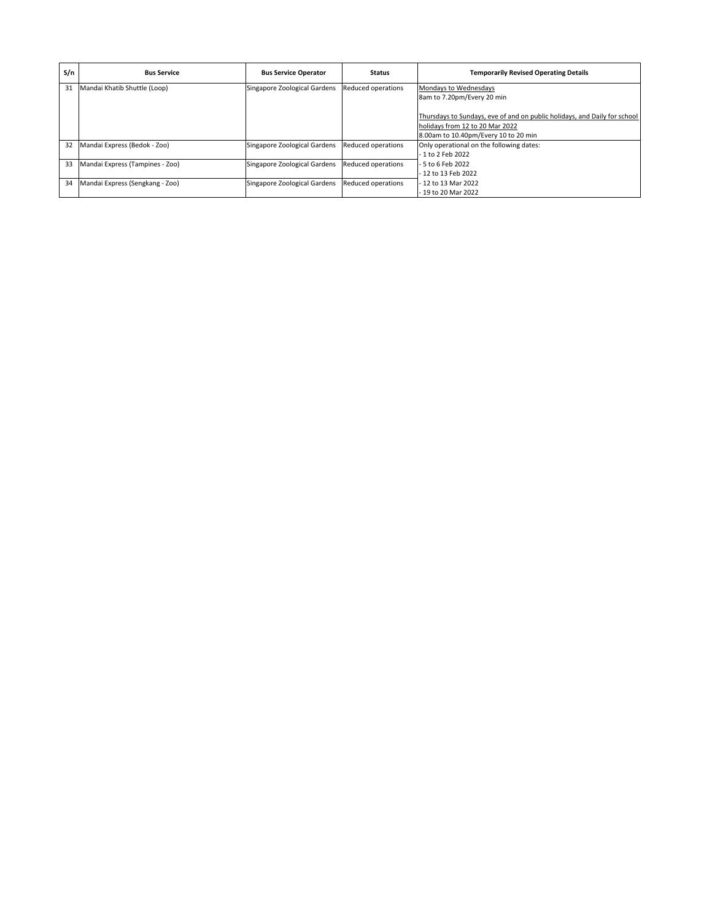| S/n | Bus Service | Bus Service Operator | Status | Temporarily Revised Operating Details |
|---|---|---|---|---|
| 31 | Mandai Khatib Shuttle (Loop) | Singapore Zoological Gardens | Reduced operations | Mondays to Wednesdays<br>8am to 7.20pm/Every 20 min<br><br>Thursdays to Sundays, eve of and on public holidays, and Daily for school holidays from 12 to 20 Mar 2022<br>8.00am to 10.40pm/Every 10 to 20 min |
| 32 | Mandai Express (Bedok - Zoo) | Singapore Zoological Gardens | Reduced operations | Only operational on the following dates:<br>- 1 to 2 Feb 2022<br>- 5 to 6 Feb 2022<br>- 12 to 13 Feb 2022<br>- 12 to 13 Mar 2022<br>- 19 to 20 Mar 2022 |
| 33 | Mandai Express (Tampines - Zoo) | Singapore Zoological Gardens | Reduced operations | |
| 34 | Mandai Express (Sengkang - Zoo) | Singapore Zoological Gardens | Reduced operations | |